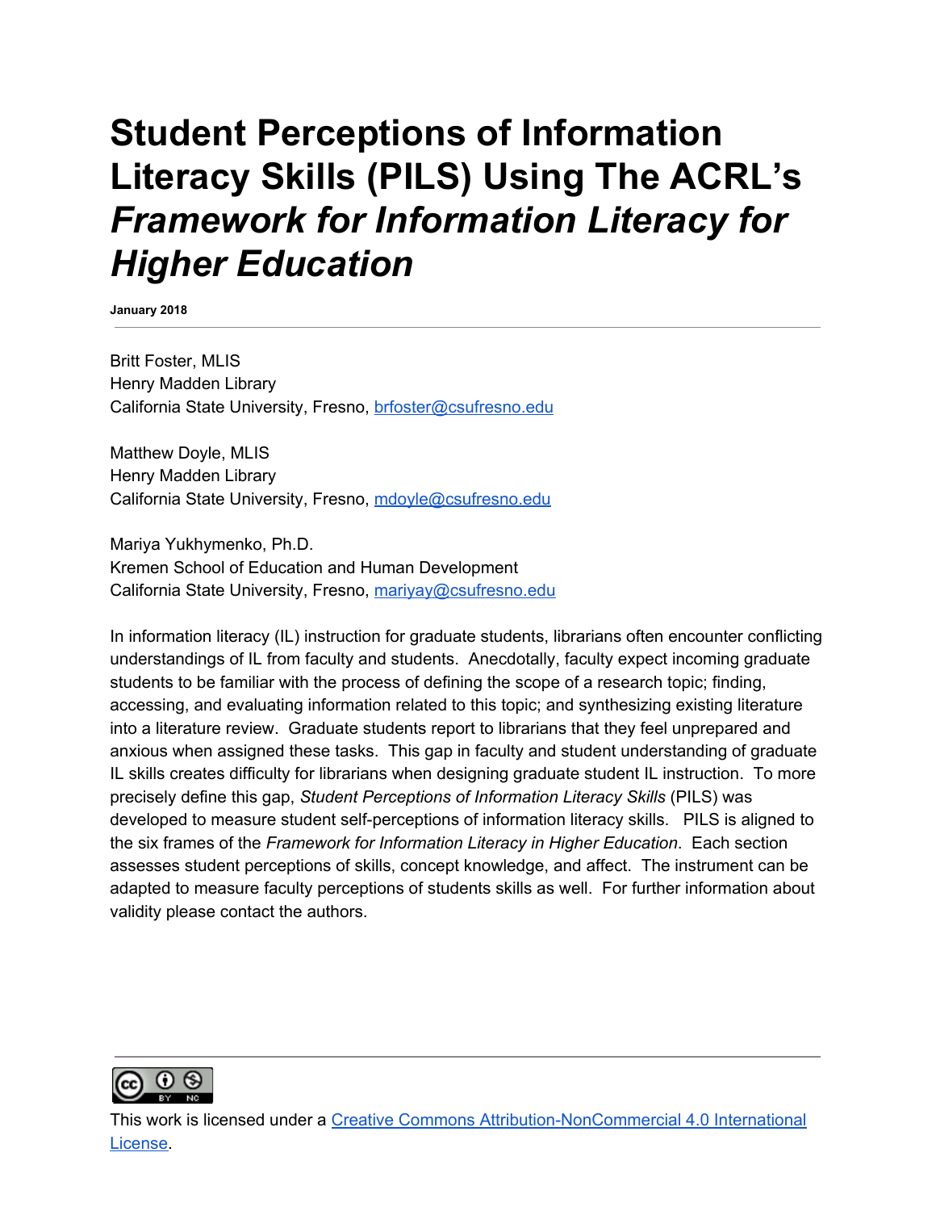# Student Perceptions of Information Literacy Skills (PILS) Using The ACRL's *Framework for Information Literacy for Higher Education*

**January 2018**

---

Britt Foster, MLIS
Henry Madden Library
California State University, Fresno, brfoster@csufresno.edu

Matthew Doyle, MLIS
Henry Madden Library
California State University, Fresno, mdoyle@csufresno.edu

Mariya Yukhymenko, Ph.D.
Kremen School of Education and Human Development
California State University, Fresno, mariyay@csufresno.edu

In information literacy (IL) instruction for graduate students, librarians often encounter conflicting understandings of IL from faculty and students. Anecdotally, faculty expect incoming graduate students to be familiar with the process of defining the scope of a research topic; finding, accessing, and evaluating information related to this topic; and synthesizing existing literature into a literature review. Graduate students report to librarians that they feel unprepared and anxious when assigned these tasks. This gap in faculty and student understanding of graduate IL skills creates difficulty for librarians when designing graduate student IL instruction. To more precisely define this gap, *Student Perceptions of Information Literacy Skills* (PILS) was developed to measure student self-perceptions of information literacy skills. PILS is aligned to the six frames of the *Framework for Information Literacy in Higher Education*. Each section assesses student perceptions of skills, concept knowledge, and affect. The instrument can be adapted to measure faculty perceptions of students skills as well. For further information about validity please contact the authors.

---

This work is licensed under a Creative Commons Attribution-NonCommercial 4.0 International License.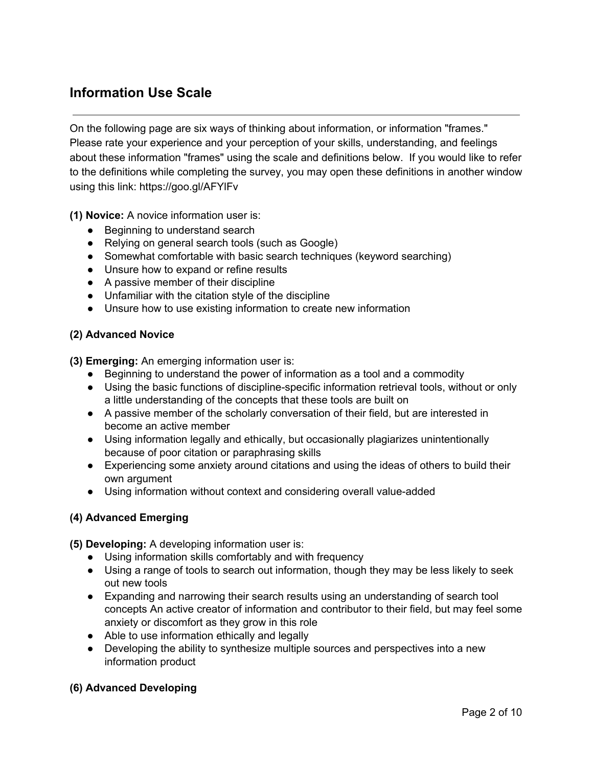## Information Use Scale

---

On the following page are six ways of thinking about information, or information "frames." Please rate your experience and your perception of your skills, understanding, and feelings about these information "frames" using the scale and definitions below. If you would like to refer to the definitions while completing the survey, you may open these definitions in another window using this link: https://goo.gl/AFYIFv

**(1) Novice:** A novice information user is:

- Beginning to understand search
- Relying on general search tools (such as Google)
- Somewhat comfortable with basic search techniques (keyword searching)
- Unsure how to expand or refine results
- A passive member of their discipline
- Unfamiliar with the citation style of the discipline
- Unsure how to use existing information to create new information

**(2) Advanced Novice**

**(3) Emerging:** An emerging information user is:

- Beginning to understand the power of information as a tool and a commodity
- Using the basic functions of discipline-specific information retrieval tools, without or only a little understanding of the concepts that these tools are built on
- A passive member of the scholarly conversation of their field, but are interested in become an active member
- Using information legally and ethically, but occasionally plagiarizes unintentionally because of poor citation or paraphrasing skills
- Experiencing some anxiety around citations and using the ideas of others to build their own argument
- Using information without context and considering overall value-added

**(4) Advanced Emerging**

**(5) Developing:** A developing information user is:

- Using information skills comfortably and with frequency
- Using a range of tools to search out information, though they may be less likely to seek out new tools
- Expanding and narrowing their search results using an understanding of search tool concepts An active creator of information and contributor to their field, but may feel some anxiety or discomfort as they grow in this role
- Able to use information ethically and legally
- Developing the ability to synthesize multiple sources and perspectives into a new information product

**(6) Advanced Developing**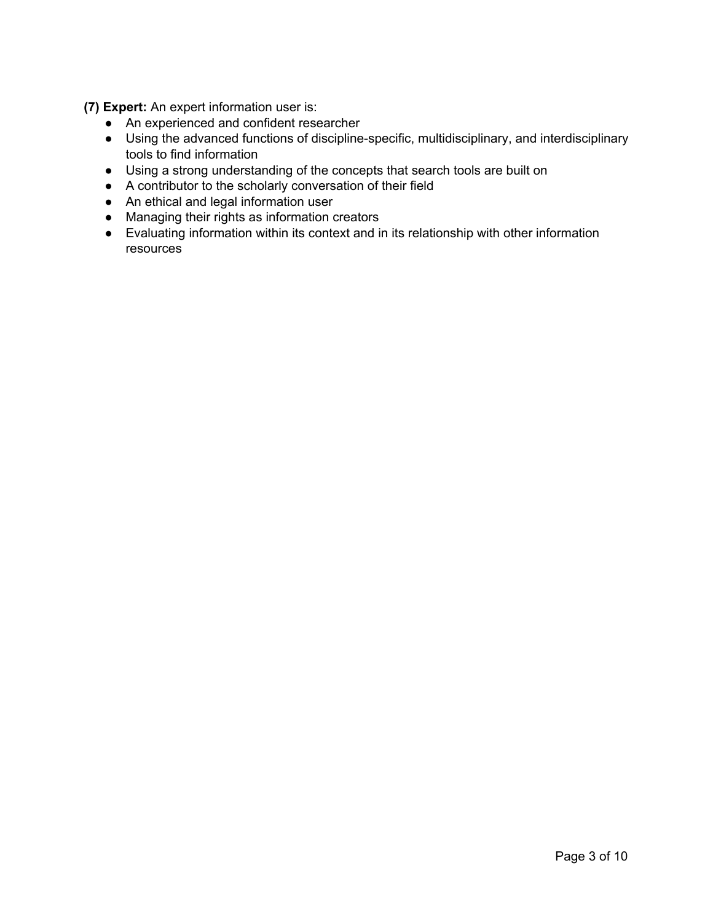**(7) Expert:** An expert information user is:

- An experienced and confident researcher
- Using the advanced functions of discipline-specific, multidisciplinary, and interdisciplinary tools to find information
- Using a strong understanding of the concepts that search tools are built on
- A contributor to the scholarly conversation of their field
- An ethical and legal information user
- Managing their rights as information creators
- Evaluating information within its context and in its relationship with other information resources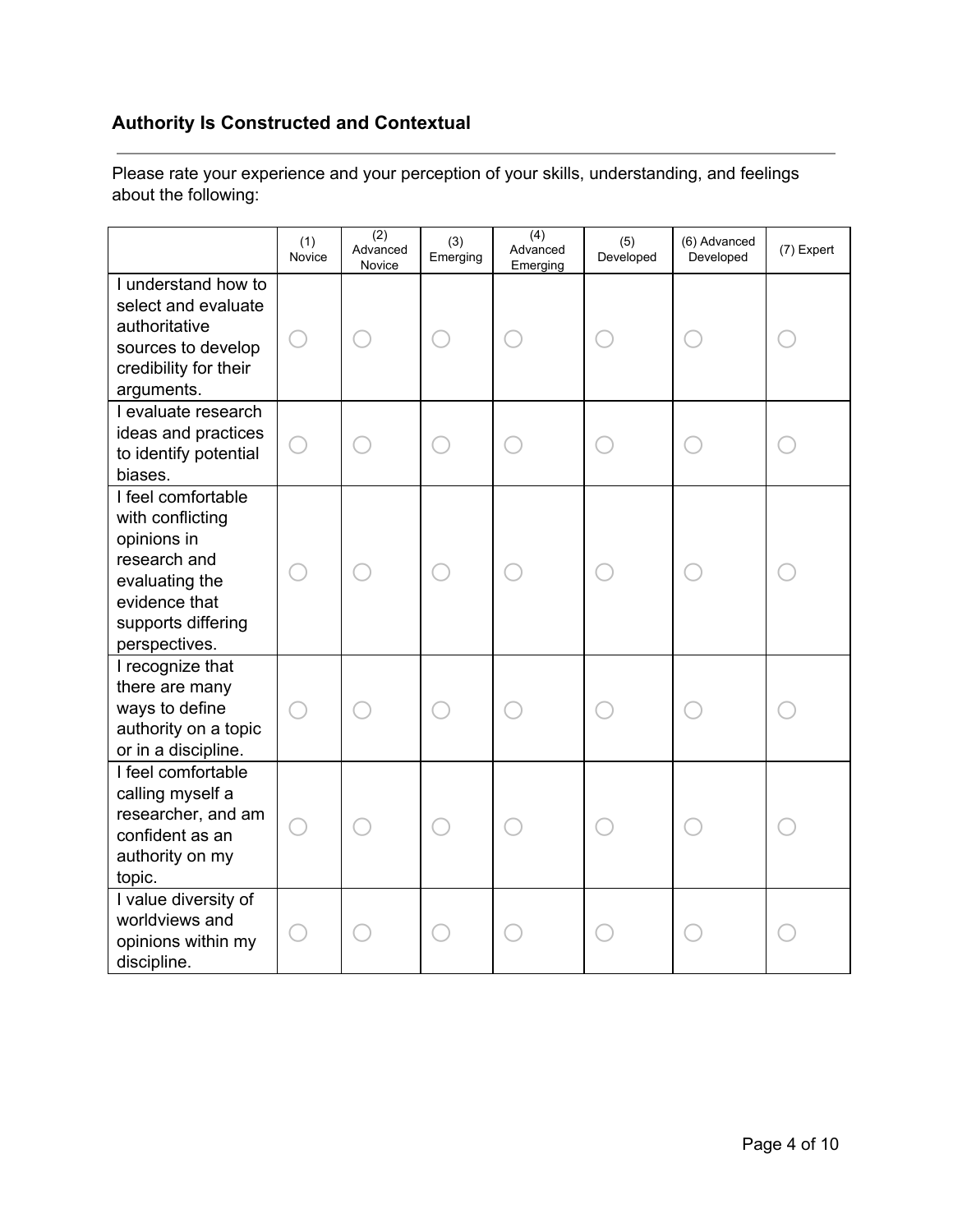## Authority Is Constructed and Contextual

---

Please rate your experience and your perception of your skills, understanding, and feelings about the following:

| | (1) Novice | (2) Advanced Novice | (3) Emerging | (4) Advanced Emerging | (5) Developed | (6) Advanced Developed | (7) Expert |
|---|---|---|---|---|---|---|---|
| I understand how to select and evaluate authoritative sources to develop credibility for their arguments. | ○ | ○ | ○ | ○ | ○ | ○ | ○ |
| I evaluate research ideas and practices to identify potential biases. | ○ | ○ | ○ | ○ | ○ | ○ | ○ |
| I feel comfortable with conflicting opinions in research and evaluating the evidence that supports differing perspectives. | ○ | ○ | ○ | ○ | ○ | ○ | ○ |
| I recognize that there are many ways to define authority on a topic or in a discipline. | ○ | ○ | ○ | ○ | ○ | ○ | ○ |
| I feel comfortable calling myself a researcher, and am confident as an authority on my topic. | ○ | ○ | ○ | ○ | ○ | ○ | ○ |
| I value diversity of worldviews and opinions within my discipline. | ○ | ○ | ○ | ○ | ○ | ○ | ○ |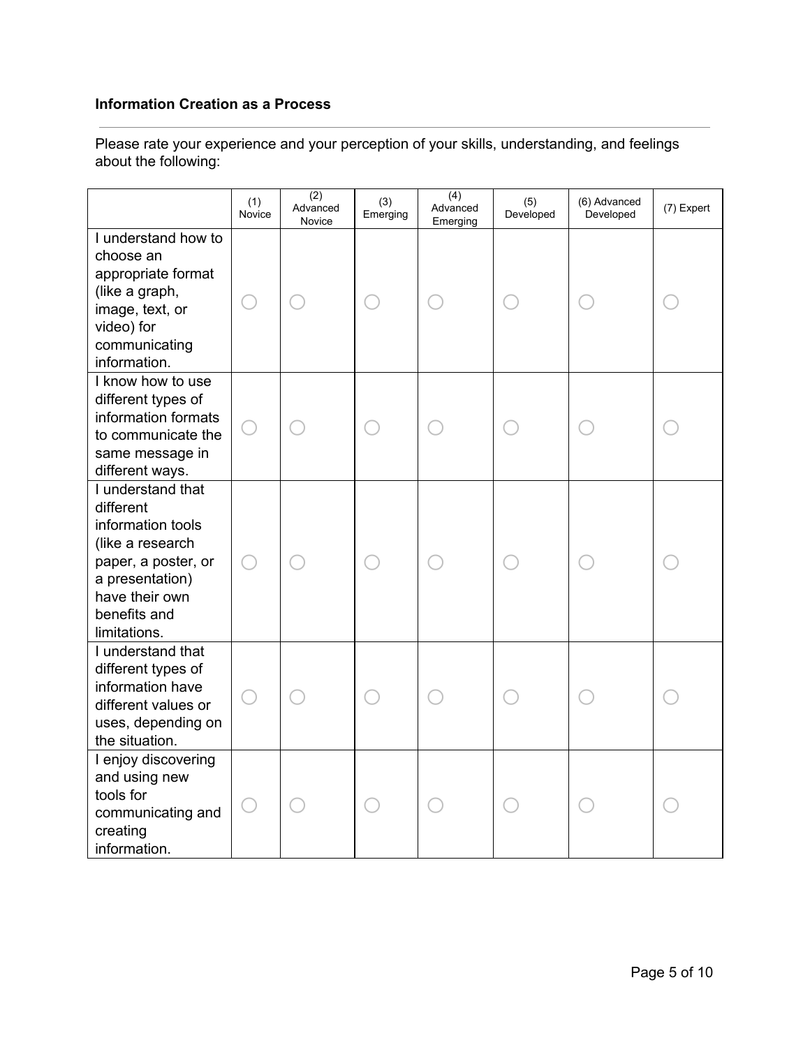**Information Creation as a Process**

Please rate your experience and your perception of your skills, understanding, and feelings about the following:

| | (1) Novice | (2) Advanced Novice | (3) Emerging | (4) Advanced Emerging | (5) Developed | (6) Advanced Developed | (7) Expert |
|---|---|---|---|---|---|---|---|
| I understand how to choose an appropriate format (like a graph, image, text, or video) for communicating information. | ○ | ○ | ○ | ○ | ○ | ○ | ○ |
| I know how to use different types of information formats to communicate the same message in different ways. | ○ | ○ | ○ | ○ | ○ | ○ | ○ |
| I understand that different information tools (like a research paper, a poster, or a presentation) have their own benefits and limitations. | ○ | ○ | ○ | ○ | ○ | ○ | ○ |
| I understand that different types of information have different values or uses, depending on the situation. | ○ | ○ | ○ | ○ | ○ | ○ | ○ |
| I enjoy discovering and using new tools for communicating and creating information. | ○ | ○ | ○ | ○ | ○ | ○ | ○ |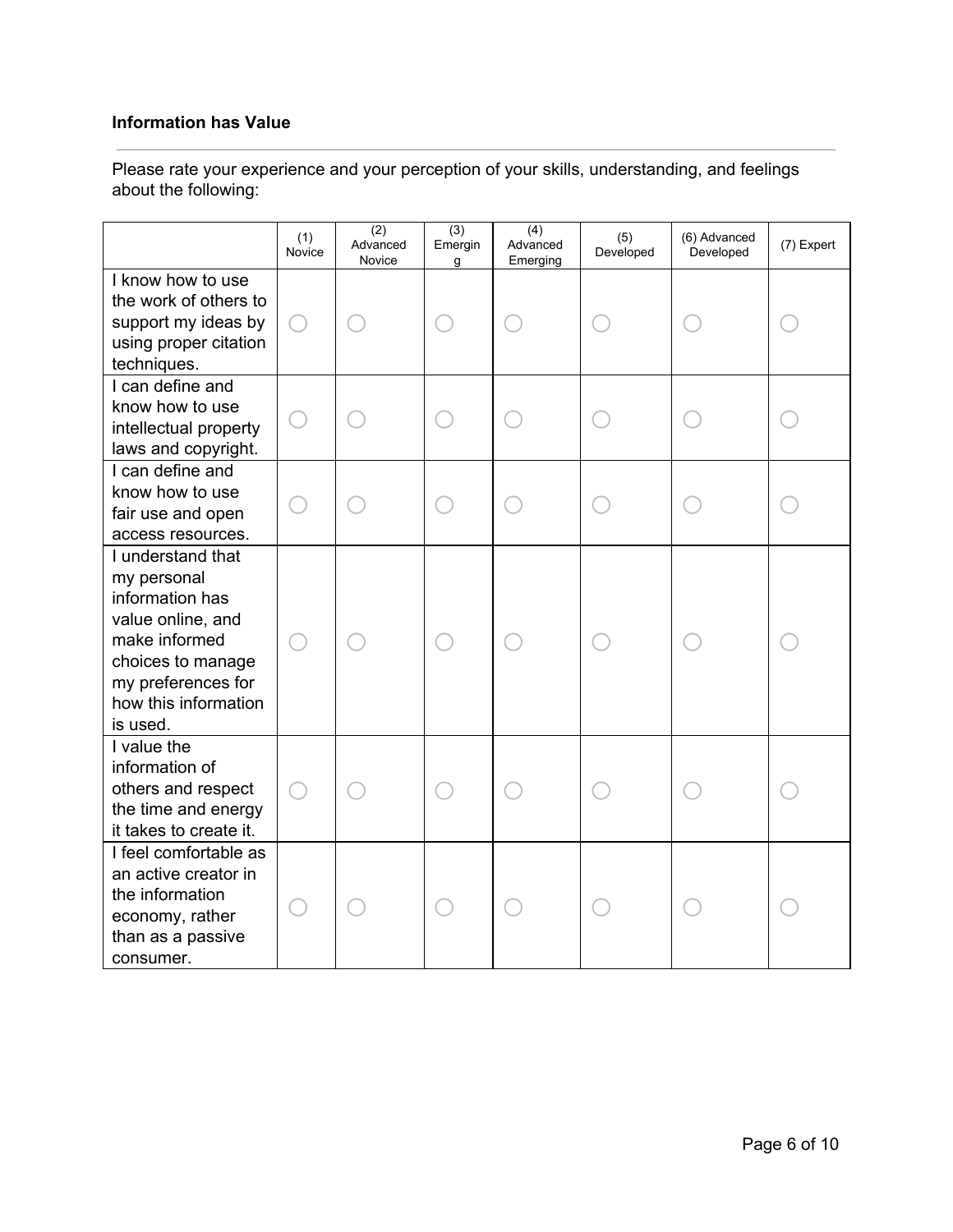**Information has Value**

Please rate your experience and your perception of your skills, understanding, and feelings about the following:

| | (1) Novice | (2) Advanced Novice | (3) Emerging | (4) Advanced Emerging | (5) Developed | (6) Advanced Developed | (7) Expert |
|---|---|---|---|---|---|---|---|
| I know how to use the work of others to support my ideas by using proper citation techniques. | ◯ | ◯ | ◯ | ◯ | ◯ | ◯ | ◯ |
| I can define and know how to use intellectual property laws and copyright. | ◯ | ◯ | ◯ | ◯ | ◯ | ◯ | ◯ |
| I can define and know how to use fair use and open access resources. | ◯ | ◯ | ◯ | ◯ | ◯ | ◯ | ◯ |
| I understand that my personal information has value online, and make informed choices to manage my preferences for how this information is used. | ◯ | ◯ | ◯ | ◯ | ◯ | ◯ | ◯ |
| I value the information of others and respect the time and energy it takes to create it. | ◯ | ◯ | ◯ | ◯ | ◯ | ◯ | ◯ |
| I feel comfortable as an active creator in the information economy, rather than as a passive consumer. | ◯ | ◯ | ◯ | ◯ | ◯ | ◯ | ◯ |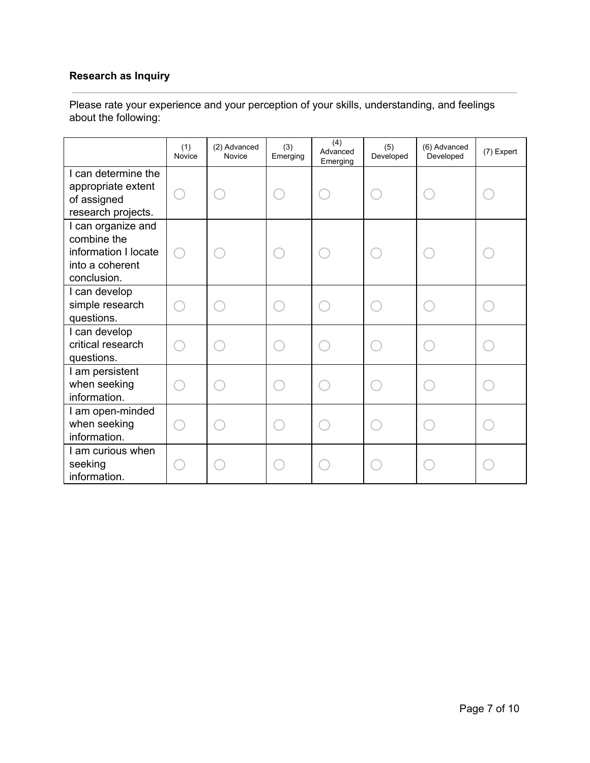**Research as Inquiry**

Please rate your experience and your perception of your skills, understanding, and feelings about the following:

| | (1) Novice | (2) Advanced Novice | (3) Emerging | (4) Advanced Emerging | (5) Developed | (6) Advanced Developed | (7) Expert |
|---|---|---|---|---|---|---|---|
| I can determine the appropriate extent of assigned research projects. | ○ | ○ | ○ | ○ | ○ | ○ | ○ |
| I can organize and combine the information I locate into a coherent conclusion. | ○ | ○ | ○ | ○ | ○ | ○ | ○ |
| I can develop simple research questions. | ○ | ○ | ○ | ○ | ○ | ○ | ○ |
| I can develop critical research questions. | ○ | ○ | ○ | ○ | ○ | ○ | ○ |
| I am persistent when seeking information. | ○ | ○ | ○ | ○ | ○ | ○ | ○ |
| I am open-minded when seeking information. | ○ | ○ | ○ | ○ | ○ | ○ | ○ |
| I am curious when seeking information. | ○ | ○ | ○ | ○ | ○ | ○ | ○ |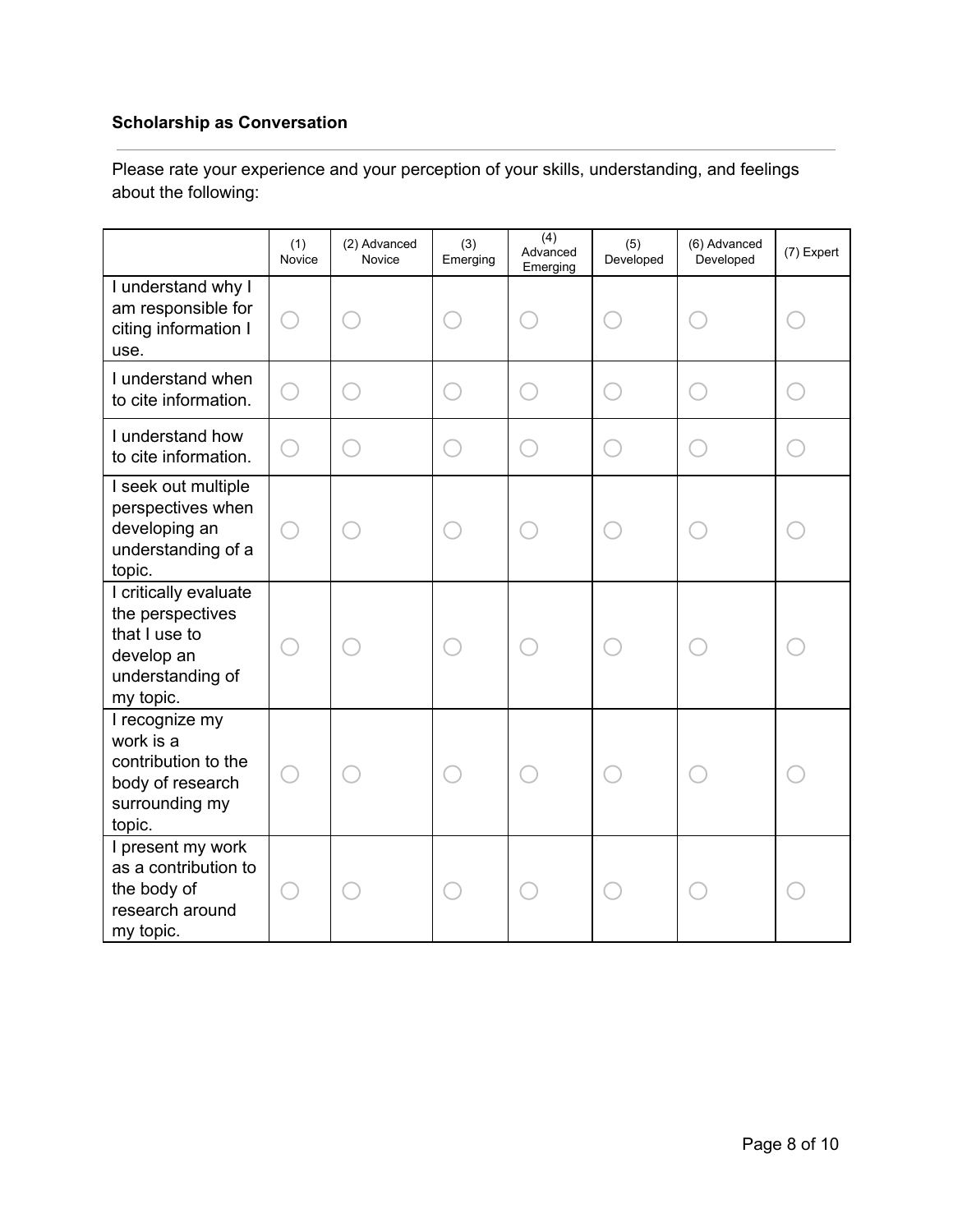**Scholarship as Conversation**

---

Please rate your experience and your perception of your skills, understanding, and feelings about the following:

| | (1) Novice | (2) Advanced Novice | (3) Emerging | (4) Advanced Emerging | (5) Developed | (6) Advanced Developed | (7) Expert |
|---|---|---|---|---|---|---|---|
| I understand why I am responsible for citing information I use. | ◯ | ◯ | ◯ | ◯ | ◯ | ◯ | ◯ |
| I understand when to cite information. | ◯ | ◯ | ◯ | ◯ | ◯ | ◯ | ◯ |
| I understand how to cite information. | ◯ | ◯ | ◯ | ◯ | ◯ | ◯ | ◯ |
| I seek out multiple perspectives when developing an understanding of a topic. | ◯ | ◯ | ◯ | ◯ | ◯ | ◯ | ◯ |
| I critically evaluate the perspectives that I use to develop an understanding of my topic. | ◯ | ◯ | ◯ | ◯ | ◯ | ◯ | ◯ |
| I recognize my work is a contribution to the body of research surrounding my topic. | ◯ | ◯ | ◯ | ◯ | ◯ | ◯ | ◯ |
| I present my work as a contribution to the body of research around my topic. | ◯ | ◯ | ◯ | ◯ | ◯ | ◯ | ◯ |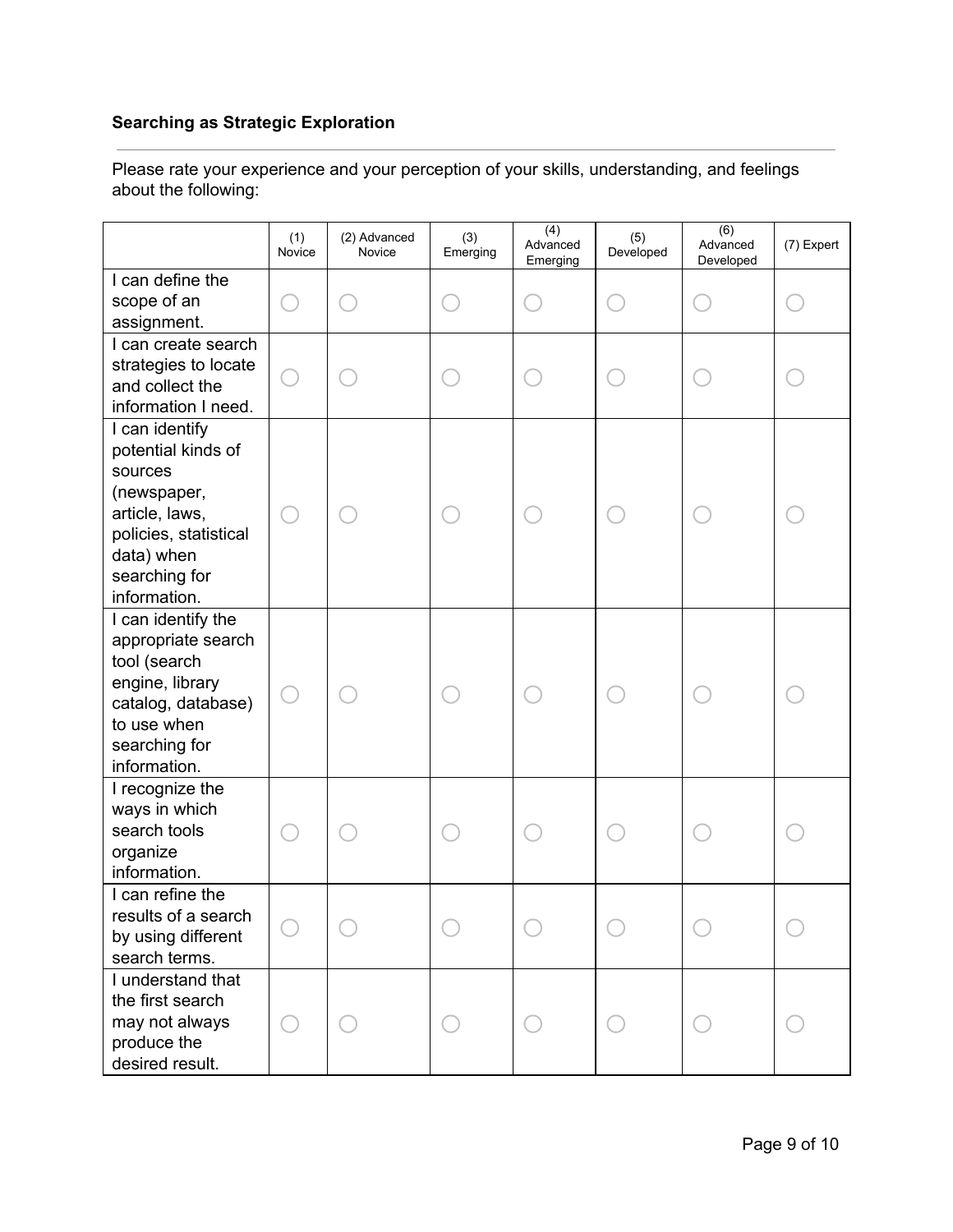**Searching as Strategic Exploration**

---

Please rate your experience and your perception of your skills, understanding, and feelings about the following:

| | (1) Novice | (2) Advanced Novice | (3) Emerging | (4) Advanced Emerging | (5) Developed | (6) Advanced Developed | (7) Expert |
|---|---|---|---|---|---|---|---|
| I can define the scope of an assignment. | ○ | ○ | ○ | ○ | ○ | ○ | ○ |
| I can create search strategies to locate and collect the information I need. | ○ | ○ | ○ | ○ | ○ | ○ | ○ |
| I can identify potential kinds of sources (newspaper, article, laws, policies, statistical data) when searching for information. | ○ | ○ | ○ | ○ | ○ | ○ | ○ |
| I can identify the appropriate search tool (search engine, library catalog, database) to use when searching for information. | ○ | ○ | ○ | ○ | ○ | ○ | ○ |
| I recognize the ways in which search tools organize information. | ○ | ○ | ○ | ○ | ○ | ○ | ○ |
| I can refine the results of a search by using different search terms. | ○ | ○ | ○ | ○ | ○ | ○ | ○ |
| I understand that the first search may not always produce the desired result. | ○ | ○ | ○ | ○ | ○ | ○ | ○ |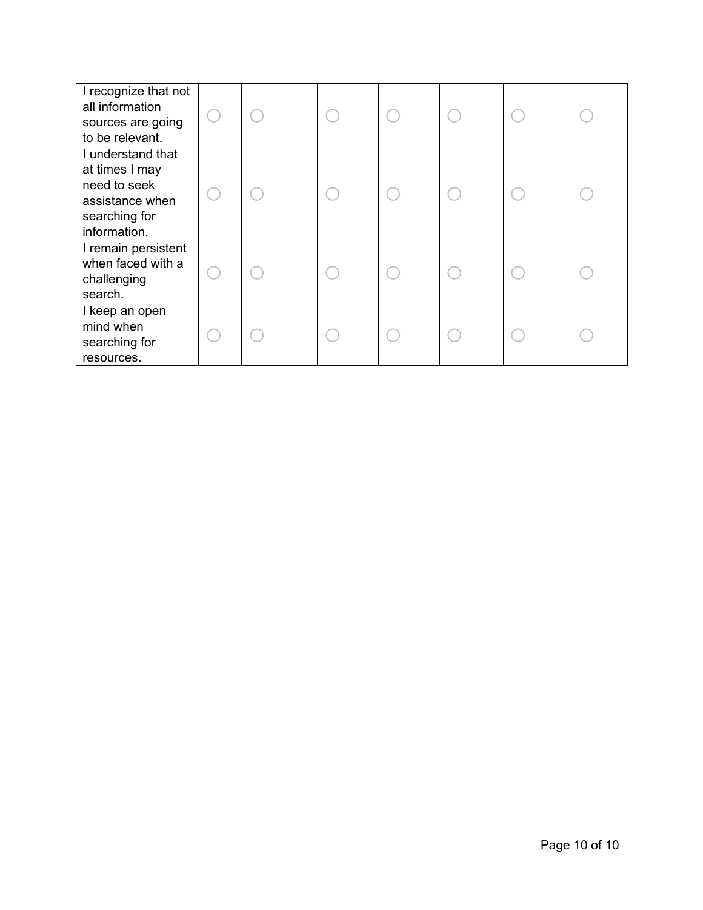| | | | | | | | |
|---|---|---|---|---|---|---|---|
| I recognize that not all information sources are going to be relevant. | ◯ | ◯ | ◯ | ◯ | ◯ | ◯ | ◯ |
| I understand that at times I may need to seek assistance when searching for information. | ◯ | ◯ | ◯ | ◯ | ◯ | ◯ | ◯ |
| I remain persistent when faced with a challenging search. | ◯ | ◯ | ◯ | ◯ | ◯ | ◯ | ◯ |
| I keep an open mind when searching for resources. | ◯ | ◯ | ◯ | ◯ | ◯ | ◯ | ◯ |